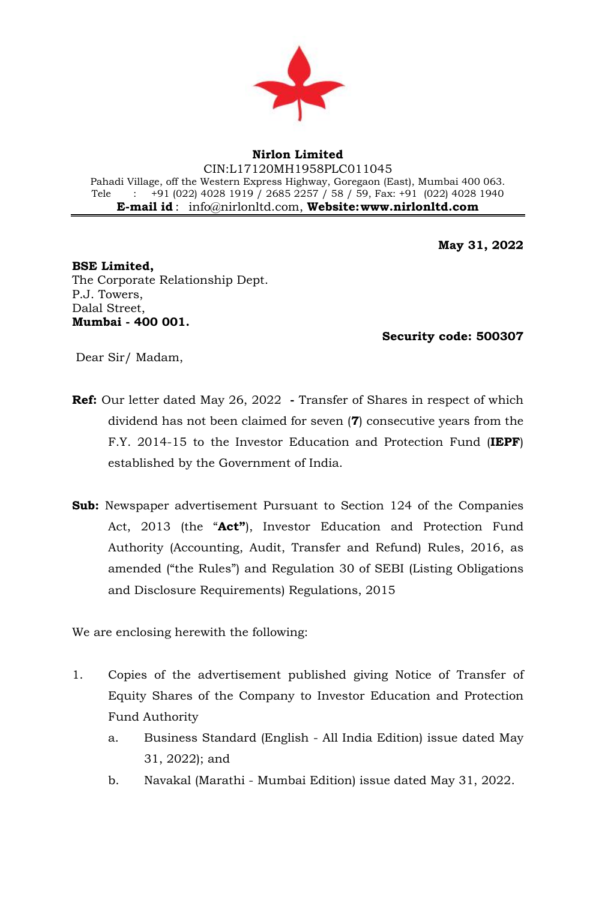**Nirlon Limited**

CIN:L17120MH1958PLC011045

Pahadi Village, off the Western Express Highway, Goregaon (East), Mumbai 400 063.

Tele : +91 (022) 4028 1919 / 2685 2257 / 58 / 59, Fax: +91 (022) 4028 1940

**E-mail id** : info@nirlonltd.com, **Website: www.nirlonltd.com**

---

**May 31, 2022**

**BSE Limited,**
The Corporate Relationship Dept.
P.J. Towers,
Dalal Street,
**Mumbai - 400 001.**

**Security code: 500307**

Dear Sir/ Madam,

**Ref:** Our letter dated May 26, 2022 **-** Transfer of Shares in respect of which dividend has not been claimed for seven (**7**) consecutive years from the F.Y. 2014-15 to the Investor Education and Protection Fund (**IEPF**) established by the Government of India.

**Sub:** Newspaper advertisement Pursuant to Section 124 of the Companies Act, 2013 (the "**Act"**), Investor Education and Protection Fund Authority (Accounting, Audit, Transfer and Refund) Rules, 2016, as amended ("the Rules") and Regulation 30 of SEBI (Listing Obligations and Disclosure Requirements) Regulations, 2015

We are enclosing herewith the following:

1. Copies of the advertisement published giving Notice of Transfer of Equity Shares of the Company to Investor Education and Protection Fund Authority
    a. Business Standard (English - All India Edition) issue dated May 31, 2022); and
    b. Navakal (Marathi - Mumbai Edition) issue dated May 31, 2022.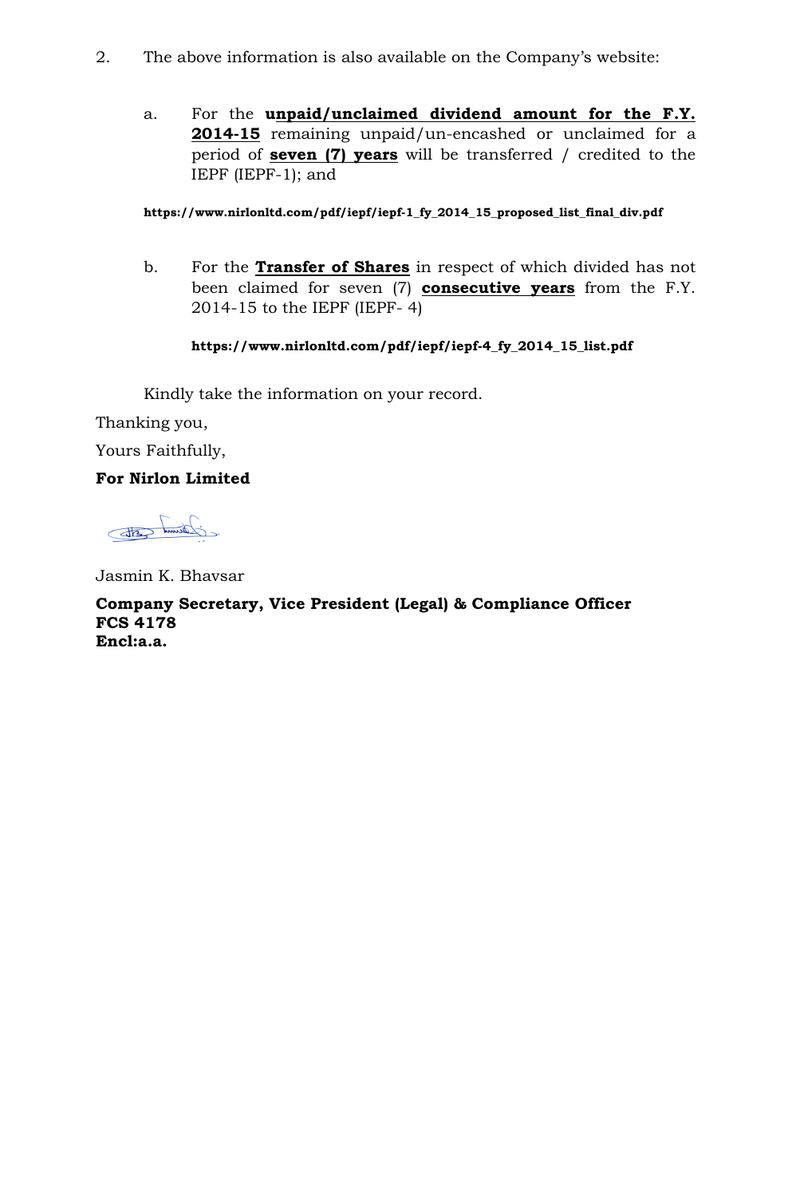2. The above information is also available on the Company's website:

   a. For the **unpaid/unclaimed dividend amount for the F.Y. 2014-15** remaining unpaid/un-encashed or unclaimed for a period of **seven (7) years** will be transferred / credited to the IEPF (IEPF-1); and

   **https://www.nirlonltd.com/pdf/iepf/iepf-1_fy_2014_15_proposed_list_final_div.pdf**

   b. For the **Transfer of Shares** in respect of which divided has not been claimed for seven (7) **consecutive years** from the F.Y. 2014-15 to the IEPF (IEPF- 4)

   **https://www.nirlonltd.com/pdf/iepf/iepf-4_fy_2014_15_list.pdf**

Kindly take the information on your record.

Thanking you,

Yours Faithfully,

**For Nirlon Limited**

Jasmin K. Bhavsar

**Company Secretary, Vice President (Legal) & Compliance Officer**
**FCS 4178**
**Encl:a.a.**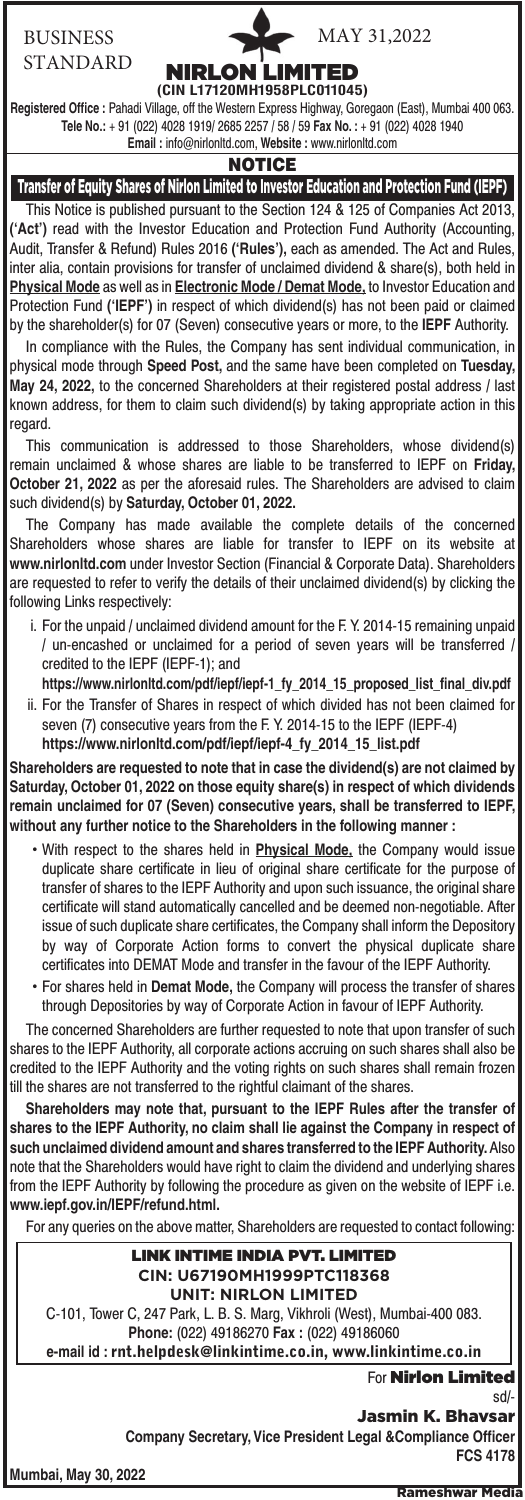BUSINESS STANDARD

MAY 31,2022

# NIRLON LIMITED

**(CIN L17120MH1958PLC011045)**

**Registered Office :** Pahadi Village, off the Western Express Highway, Goregaon (East), Mumbai 400 063. **Tele No.:** + 91 (022) 4028 1919/ 2685 2257 / 58 / 59 **Fax No. :** + 91 (022) 4028 1940 **Email :** info@nirlonltd.com, **Website :** www.nirlonltd.com

## NOTICE

## Transfer of Equity Shares of Nirlon Limited to Investor Education and Protection Fund (IEPF)

This Notice is published pursuant to the Section 124 & 125 of Companies Act 2013, **('Act')** read with the Investor Education and Protection Fund Authority (Accounting, Audit, Transfer & Refund) Rules 2016 **('Rules'),** each as amended. The Act and Rules, inter alia, contain provisions for transfer of unclaimed dividend & share(s), both held in **Physical Mode** as well as in **Electronic Mode / Demat Mode,** to Investor Education and Protection Fund **('IEPF')** in respect of which dividend(s) has not been paid or claimed by the shareholder(s) for 07 (Seven) consecutive years or more, to the **IEPF** Authority.

In compliance with the Rules, the Company has sent individual communication, in physical mode through **Speed Post,** and the same have been completed on **Tuesday, May 24, 2022,** to the concerned Shareholders at their registered postal address / last known address, for them to claim such dividend(s) by taking appropriate action in this regard.

This communication is addressed to those Shareholders, whose dividend(s) remain unclaimed & whose shares are liable to be transferred to IEPF on **Friday, October 21, 2022** as per the aforesaid rules. The Shareholders are advised to claim such dividend(s) by **Saturday, October 01, 2022.**

The Company has made available the complete details of the concerned Shareholders whose shares are liable for transfer to IEPF on its website at **www.nirlonltd.com** under Investor Section (Financial & Corporate Data). Shareholders are requested to refer to verify the details of their unclaimed dividend(s) by clicking the following Links respectively:

i. For the unpaid / unclaimed dividend amount for the F. Y. 2014-15 remaining unpaid / un-encashed or unclaimed for a period of seven years will be transferred / credited to the IEPF (IEPF-1); and
**https://www.nirlonltd.com/pdf/iepf/iepf-1_fy_2014_15_proposed_list_final_div.pdf**

ii. For the Transfer of Shares in respect of which divided has not been claimed for seven (7) consecutive years from the F. Y. 2014-15 to the IEPF (IEPF-4)
**https://www.nirlonltd.com/pdf/iepf/iepf-4_fy_2014_15_list.pdf**

**Shareholders are requested to note that in case the dividend(s) are not claimed by Saturday, October 01, 2022 on those equity share(s) in respect of which dividends remain unclaimed for 07 (Seven) consecutive years, shall be transferred to IEPF, without any further notice to the Shareholders in the following manner :**

- With respect to the shares held in **Physical Mode,** the Company would issue duplicate share certificate in lieu of original share certificate for the purpose of transfer of shares to the IEPF Authority and upon such issuance, the original share certificate will stand automatically cancelled and be deemed non-negotiable. After issue of such duplicate share certificates, the Company shall inform the Depository by way of Corporate Action forms to convert the physical duplicate share certificates into DEMAT Mode and transfer in the favour of the IEPF Authority.
- For shares held in **Demat Mode,** the Company will process the transfer of shares through Depositories by way of Corporate Action in favour of IEPF Authority.

The concerned Shareholders are further requested to note that upon transfer of such shares to the IEPF Authority, all corporate actions accruing on such shares shall also be credited to the IEPF Authority and the voting rights on such shares shall remain frozen till the shares are not transferred to the rightful claimant of the shares.

**Shareholders may note that, pursuant to the IEPF Rules after the transfer of shares to the IEPF Authority, no claim shall lie against the Company in respect of such unclaimed dividend amount and shares transferred to the IEPF Authority.** Also note that the Shareholders would have right to claim the dividend and underlying shares from the IEPF Authority by following the procedure as given on the website of IEPF i.e. **www.iepf.gov.in/IEPF/refund.html.**

For any queries on the above matter, Shareholders are requested to contact following:

**LINK INTIME INDIA PVT. LIMITED**
**CIN: U67190MH1999PTC118368**
**UNIT: NIRLON LIMITED**
C-101, Tower C, 247 Park, L. B. S. Marg, Vikhroli (West), Mumbai-400 083.
**Phone:** (022) 49186270 **Fax :** (022) 49186060
**e-mail id : rnt.helpdesk@linkintime.co.in, www.linkintime.co.in**

For **Nirlon Limited**
sd/-
**Jasmin K. Bhavsar**
**Company Secretary, Vice President Legal &Compliance Officer**
**FCS 4178**

**Mumbai, May 30, 2022**

Rameshwar Media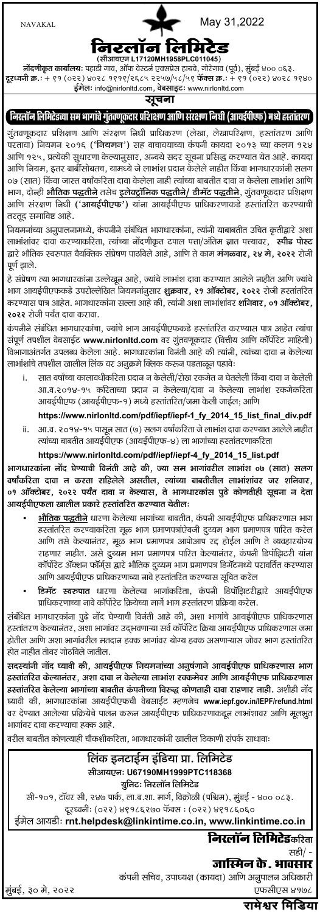NAVAKAL

May 31,2022

# निरलॉन लिमिटेड

(सीआयएन L17120MH1958PLC011045)

**नोंदणीकृत कार्यालय:** पहाडी गाव, ऑफ वेस्टर्न एक्सप्रेस हायवे, गोरेगाव (पूर्व), मुंबई ४०० ०६३.
**दूरध्वनी क्र.:** + ९१ (०२२) ४०२८ १९१९/२८६९ २२५७/५८/५९ **फॅक्स क्र.:** + ९१ (०२२) ४०२८ १९४०
**ईमेल:** info@nirlonltd.com, **वेबसाइट:** www.nirlonltd.com

## सूचना

## निरलॉन लिमिटेडच्या सम भागांचे गुंतवणूकदार प्रशिक्षण आणि संरक्षण निधी (आयईपीएफ) मध्ये हस्तांतरण

गुंतवणूकदार प्रशिक्षण आणि संरक्षण निधी प्राधिकरण (लेखा, लेखापरिक्षण, हस्तांतरण आणि परतावा) नियमन २०१६ (**'नियमन'**) सह वाचावयाच्या कंपनी कायदा २०१३ च्या कलम १२४ आणि १२५, प्रत्येकी सुधारणा केल्यानुसार, अन्वये सदर सूचना प्रसिद्ध करण्यात येत आहे. कायदा आणि नियम, इतर बाबींसोबतच, यामध्ये जे लाभांश प्रदान केलेले नाहीत किंवा भागधारकांनी सलग ०७ (सात) किंवा जास्त वर्षांकरिता दावा केलेला नाही त्यांच्या बाबतीत दावा न केलेला लाभांश आणि भाग, दोन्ही **भौतिक पद्धतीने** तसेच **इलेक्ट्रॉनिक पद्धतीने/ डीमॅट पद्धतीने**, गुंतवणूकदार प्रशिक्षण आणि संरक्षण निधी (**'आयईपीएफ'**) यांना आयईपीएफ प्राधिकरणाकडे हस्तांतरित करण्याची तरतूद समाविष्ट आहे.

नियमांच्या अनुपालनामध्ये, कंपनीने संबंधित भागधारकांना, त्यांनी याबाबतीत उचित कृतीद्वारे अशा लाभांशांवर दावा करण्याकरिता, त्यांच्या नोंदणीकृत टपाल पत्ता/अंतिम ज्ञात पत्त्यावर, **स्पीड पोस्ट** द्वारे भौतिक स्वरुपात वैयक्तिक संप्रेषण पाठविले आहे, आणि ते काम **मंगळवार, २४ मे, २०२२** रोजी पूर्ण झाले.

हे संप्रेषण त्या भागधारकांना उल्लेखून आहे, ज्यांचे लाभांश दावा करण्यात आलेले नाहीत आणि ज्यांचे भाग आयईपीएफकडे उपरोल्लेखित नियमांनुसार **शुक्रवार, २१ ऑक्टोबर, २०२२** रोजी हस्तांतरित करण्यास पात्र आहेत. भागधारकांना सल्ला आहे की, त्यांनी अशा लाभांशांवर **शनिवार, ०१ ऑक्टोबर, २०२२** रोजी पर्यंत दावा करावा.

कंपनीने संबंधित भागधारकांचा, ज्यांचे भाग आयईपीएफकडे हस्तांतरित करण्यास पात्र आहेत त्यांचा संपूर्ण तपशील वेबसाईट **www.nirlonltd.com** वर गुंतवणूकदार (वित्तीय आणि कॉर्पोरेट माहिती) विभागाअंतर्गत उपलब्ध केलेला आहे. भागधारकांना विनंती आहे की त्यांनी, त्यांच्या दावा न केलेल्या लाभांशांचे तपशील खालील लिंक वर अनुक्रमे क्लिक करून पडताळून पहावे:

i. सात वर्षांच्या कालावधीकरिता प्रदान न केलेली/रोख रकमेत न घेतलेली किंवा दावा न केलेली आ.व.२०१४-१५ करिताच्या प्रदान न केलेल्या/दावा न केलेल्या लाभांश रकमेकरिता आयईपीएफ (आयईपीएफ-१) मध्ये हस्तांतरित/जमा केली जाईल; आणि

**https://www.nirlonltd.com/pdf/iepf/iepf-1_fy_2014_15_list_final_div.pdf**

ii. आ.व. २०१४-१५ पासून सात (७) सलग वर्षांकरिता जे लाभांश दावा करण्यात आलेले नाहीत त्यांच्या बाबतीत आयईपीएफ (आयईपीएफ-४) ला भागांच्या हस्तांतरणाकरिता

**https://www.nirlonltd.com/pdf/iepf/iepf-4_fy_2014_15_list.pdf**

**भागधारकांना नोंद घेण्याची विनंती आहे की, ज्या सम भागांवरील लाभांश ०७ (सात) सलग वर्षांकरिता दावा न करता राहिलेले असतील, त्यांच्या बाबतीत लाभांशांवर जर शनिवार, ०१ ऑक्टोबर, २०२२ पर्यंत दावा न केल्यास, ते भागधारकांस पुढे कोणतीही सूचना न देता आयईपीएफला खालील प्रकारे हस्तांतरित करण्यात येतील:**

- **भौतिक पद्धतीने** धारणा केलेल्या भागांच्या बाबतीत, कंपनी आयईपीएफ प्राधिकरणास भाग हस्तांतरित करण्याकरिता मूळ भाग प्रमाणपत्रांऐवजी दुय्यम भाग प्रमाणपत्र पारित करेल आणि तसे केल्यानंतर, मूळ भाग प्रमाणपत्र आपोआप रद्द होईल आणि ते व्यवहारयोग्य राहणार नाहीत. असे दुय्यम भाग प्रमाणपत्र पारित केल्यानंतर, कंपनी डिपॉझिटरी यांना कॉर्पोरेट ॲक्शन फॉर्मस् द्वारे भौतिक दुय्यम भाग प्रमाणपत्र डिमॅटमध्ये परावर्तित करण्यास आणि आयईपीएफ प्राधिकरणाच्या नावे हस्तांतरित करण्यास सूचित करेल
- **डिमॅट स्वरुपात** धारणा केलेल्या भागांकरिता, कंपनी डिपॉझिटरीद्वारे आयईपीएफ प्राधिकरणाच्या नावे कॉर्पोरेट क्रियेच्या मार्गे भाग हस्तांतरण प्रक्रिया करेल.

संबंधित भागधारकांना पुढे नोंद घेण्याची विनंती आहे की, अशा भागांचे आयईपीएफ प्राधिकरणास हस्तांतरण केल्यानंतर, अशा भागांवर उद्भवणाऱ्या सर्व कॉर्पोरेट क्रिया आयईपीएफ प्राधिकरणास जमा होतील आणि अशा भागांवरील मतदान हक्क भागांवर योग्य हक्क असणाऱ्यास जोवर भाग हस्तांतरित होत नाहीत तोवर गोठविले जातील.

**सदस्यांनी नोंद घ्यावी की, आयईपीएफ नियमनांच्या अनुषंगाने आयईपीएफ प्राधिकरणास भाग हस्तांतरित केल्यानंतर, अशा दावा न केलेल्या लाभांश रकमेवर आणि आयईपीएफ प्राधिकरणास हस्तांतरित केलेल्या भागांच्या बाबतीत कंपनीच्या विरुद्ध कोणताही दावा राहणार नाही.** अशीही नोंद घ्यावी की, भागधारकांना आयईपीएफची वेबसाईट म्हणजेच **www.iepf.gov.in/IEPF/refund.html** वर देण्यात आलेल्या प्रक्रियेचे पालन करून आयईपीएफ प्राधिकरणाकडून लाभांशावर आणि मूळभूत भागांवर दावा करण्याचा हक्क आहे.

वरील बाबतीत कोणत्याही चौकशीकरिता, भागधारकांनी खालील ठिकाणी संपर्क साधावा:

**लिंक इनटाईम इंडिया प्रा. लिमिटेड**
**सीआयएन: U67190MH1999PTC118368**
**युनिट: निरलॉन लिमिटेड**
सी-१०१, टॉवर सी, २४७ पार्क, ला.ब.शा. मार्ग, विक्रोळी (पश्चिम), मुंबई - ४०० ०८३.
दूरध्वनी: (०२२) ४९१८६२७० फॅक्स : (०२२) ४९१८६०६०
ईमेल आयडी: **rnt.helpdesk@linkintime.co.in, www.linkintime.co.in**

**निरलॉन लिमिटेड**करिता
सही/-
**जास्मिन के. भावसार**
कंपनी सचिव, उपाध्यक्ष (कायदा) आणि अनुपालन अधिकारी
एफसीएस ४७७८

मुंबई, ३० मे, २०२२

**रामेश्वर मिडिया**